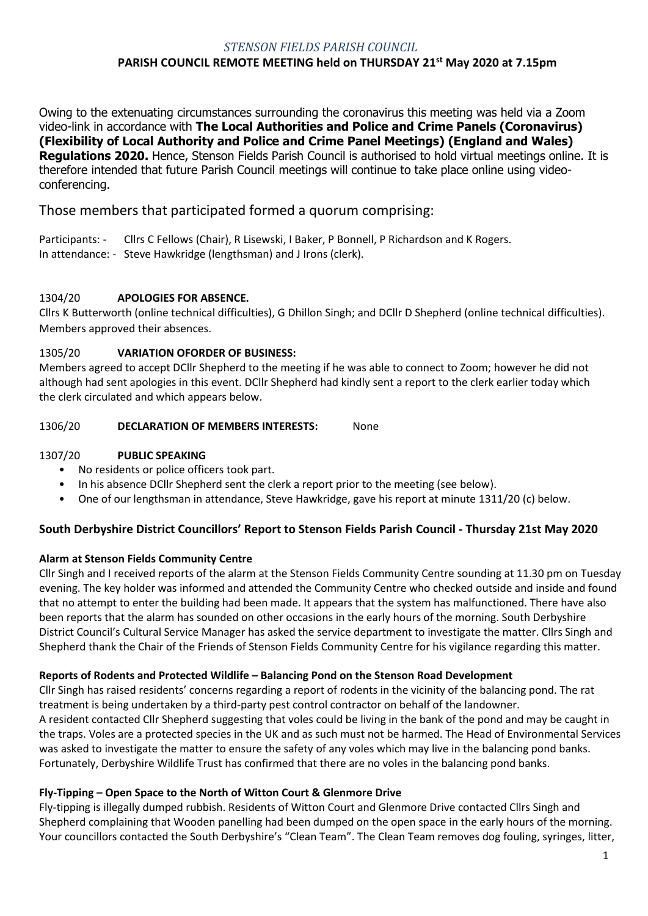*STENSON FIELDS PARISH COUNCIL*

**PARISH COUNCIL REMOTE MEETING held on THURSDAY 21st May 2020 at 7.15pm**

Owing to the extenuating circumstances surrounding the coronavirus this meeting was held via a Zoom video-link in accordance with **The Local Authorities and Police and Crime Panels (Coronavirus) (Flexibility of Local Authority and Police and Crime Panel Meetings) (England and Wales) Regulations 2020.** Hence, Stenson Fields Parish Council is authorised to hold virtual meetings online. It is therefore intended that future Parish Council meetings will continue to take place online using video-conferencing.

Those members that participated formed a quorum comprising:

Participants: - Cllrs C Fellows (Chair), R Lisewski, I Baker, P Bonnell, P Richardson and K Rogers.
In attendance: - Steve Hawkridge (lengthsman) and J Irons (clerk).

1304/20 **APOLOGIES FOR ABSENCE.**

Cllrs K Butterworth (online technical difficulties), G Dhillon Singh; and DCllr D Shepherd (online technical difficulties). Members approved their absences.

1305/20 **VARIATION OFORDER OF BUSINESS:**

Members agreed to accept DCllr Shepherd to the meeting if he was able to connect to Zoom; however he did not although had sent apologies in this event. DCllr Shepherd had kindly sent a report to the clerk earlier today which the clerk circulated and which appears below.

1306/20 **DECLARATION OF MEMBERS INTERESTS:** None

1307/20 **PUBLIC SPEAKING**

- No residents or police officers took part.
- In his absence DCllr Shepherd sent the clerk a report prior to the meeting (see below).
- One of our lengthsman in attendance, Steve Hawkridge, gave his report at minute 1311/20 (c) below.

**South Derbyshire District Councillors' Report to Stenson Fields Parish Council - Thursday 21st May 2020**

**Alarm at Stenson Fields Community Centre**

Cllr Singh and I received reports of the alarm at the Stenson Fields Community Centre sounding at 11.30 pm on Tuesday evening. The key holder was informed and attended the Community Centre who checked outside and inside and found that no attempt to enter the building had been made. It appears that the system has malfunctioned. There have also been reports that the alarm has sounded on other occasions in the early hours of the morning. South Derbyshire District Council's Cultural Service Manager has asked the service department to investigate the matter. Cllrs Singh and Shepherd thank the Chair of the Friends of Stenson Fields Community Centre for his vigilance regarding this matter.

**Reports of Rodents and Protected Wildlife – Balancing Pond on the Stenson Road Development**

Cllr Singh has raised residents' concerns regarding a report of rodents in the vicinity of the balancing pond. The rat treatment is being undertaken by a third-party pest control contractor on behalf of the landowner.
A resident contacted Cllr Shepherd suggesting that voles could be living in the bank of the pond and may be caught in the traps. Voles are a protected species in the UK and as such must not be harmed. The Head of Environmental Services was asked to investigate the matter to ensure the safety of any voles which may live in the balancing pond banks. Fortunately, Derbyshire Wildlife Trust has confirmed that there are no voles in the balancing pond banks.

**Fly-Tipping – Open Space to the North of Witton Court & Glenmore Drive**

Fly-tipping is illegally dumped rubbish. Residents of Witton Court and Glenmore Drive contacted Cllrs Singh and Shepherd complaining that Wooden panelling had been dumped on the open space in the early hours of the morning. Your councillors contacted the South Derbyshire's "Clean Team". The Clean Team removes dog fouling, syringes, litter,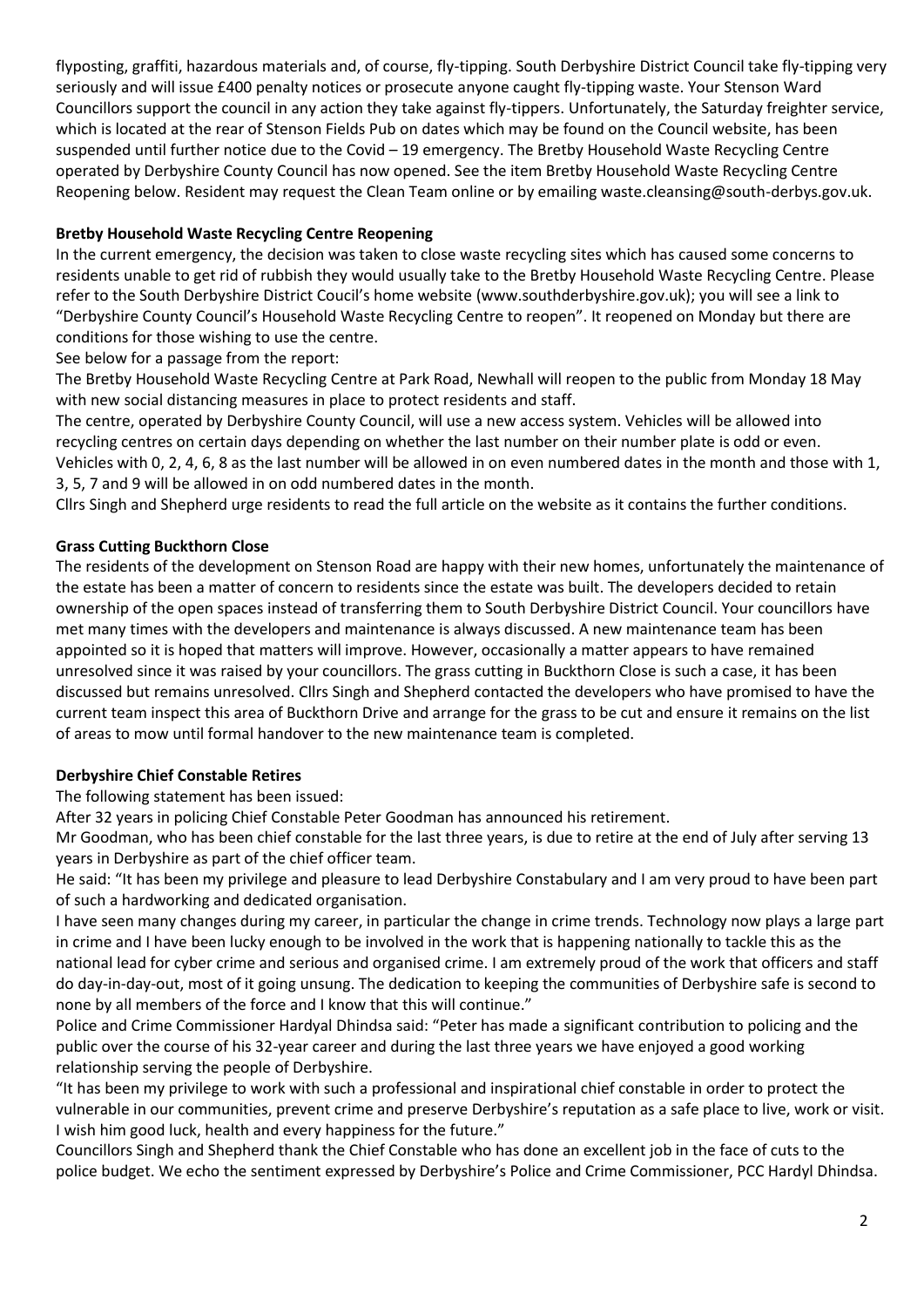flyposting, graffiti, hazardous materials and, of course, fly-tipping. South Derbyshire District Council take fly-tipping very seriously and will issue £400 penalty notices or prosecute anyone caught fly-tipping waste. Your Stenson Ward Councillors support the council in any action they take against fly-tippers. Unfortunately, the Saturday freighter service, which is located at the rear of Stenson Fields Pub on dates which may be found on the Council website, has been suspended until further notice due to the Covid – 19 emergency. The Bretby Household Waste Recycling Centre operated by Derbyshire County Council has now opened. See the item Bretby Household Waste Recycling Centre Reopening below. Resident may request the Clean Team online or by emailing waste.cleansing@south-derbys.gov.uk.

**Bretby Household Waste Recycling Centre Reopening**

In the current emergency, the decision was taken to close waste recycling sites which has caused some concerns to residents unable to get rid of rubbish they would usually take to the Bretby Household Waste Recycling Centre. Please refer to the South Derbyshire District Coucil's home website (www.southderbyshire.gov.uk); you will see a link to "Derbyshire County Council's Household Waste Recycling Centre to reopen". It reopened on Monday but there are conditions for those wishing to use the centre.

See below for a passage from the report:

The Bretby Household Waste Recycling Centre at Park Road, Newhall will reopen to the public from Monday 18 May with new social distancing measures in place to protect residents and staff.

The centre, operated by Derbyshire County Council, will use a new access system. Vehicles will be allowed into recycling centres on certain days depending on whether the last number on their number plate is odd or even. Vehicles with 0, 2, 4, 6, 8 as the last number will be allowed in on even numbered dates in the month and those with 1, 3, 5, 7 and 9 will be allowed in on odd numbered dates in the month.

Cllrs Singh and Shepherd urge residents to read the full article on the website as it contains the further conditions.

**Grass Cutting Buckthorn Close**

The residents of the development on Stenson Road are happy with their new homes, unfortunately the maintenance of the estate has been a matter of concern to residents since the estate was built. The developers decided to retain ownership of the open spaces instead of transferring them to South Derbyshire District Council. Your councillors have met many times with the developers and maintenance is always discussed. A new maintenance team has been appointed so it is hoped that matters will improve. However, occasionally a matter appears to have remained unresolved since it was raised by your councillors. The grass cutting in Buckthorn Close is such a case, it has been discussed but remains unresolved. Cllrs Singh and Shepherd contacted the developers who have promised to have the current team inspect this area of Buckthorn Drive and arrange for the grass to be cut and ensure it remains on the list of areas to mow until formal handover to the new maintenance team is completed.

**Derbyshire Chief Constable Retires**

The following statement has been issued:

After 32 years in policing Chief Constable Peter Goodman has announced his retirement.

Mr Goodman, who has been chief constable for the last three years, is due to retire at the end of July after serving 13 years in Derbyshire as part of the chief officer team.

He said: "It has been my privilege and pleasure to lead Derbyshire Constabulary and I am very proud to have been part of such a hardworking and dedicated organisation.

I have seen many changes during my career, in particular the change in crime trends. Technology now plays a large part in crime and I have been lucky enough to be involved in the work that is happening nationally to tackle this as the national lead for cyber crime and serious and organised crime. I am extremely proud of the work that officers and staff do day-in-day-out, most of it going unsung. The dedication to keeping the communities of Derbyshire safe is second to none by all members of the force and I know that this will continue."

Police and Crime Commissioner Hardyal Dhindsa said: "Peter has made a significant contribution to policing and the public over the course of his 32-year career and during the last three years we have enjoyed a good working relationship serving the people of Derbyshire.

"It has been my privilege to work with such a professional and inspirational chief constable in order to protect the vulnerable in our communities, prevent crime and preserve Derbyshire's reputation as a safe place to live, work or visit. I wish him good luck, health and every happiness for the future."

Councillors Singh and Shepherd thank the Chief Constable who has done an excellent job in the face of cuts to the police budget. We echo the sentiment expressed by Derbyshire's Police and Crime Commissioner, PCC Hardyl Dhindsa.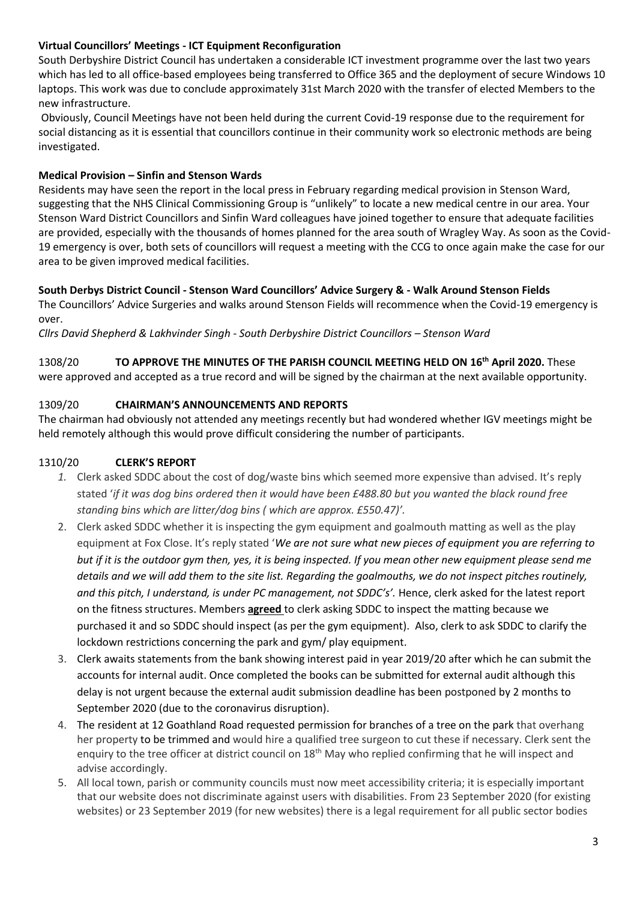**Virtual Councillors' Meetings - ICT Equipment Reconfiguration**

South Derbyshire District Council has undertaken a considerable ICT investment programme over the last two years which has led to all office-based employees being transferred to Office 365 and the deployment of secure Windows 10 laptops. This work was due to conclude approximately 31st March 2020 with the transfer of elected Members to the new infrastructure.

Obviously, Council Meetings have not been held during the current Covid-19 response due to the requirement for social distancing as it is essential that councillors continue in their community work so electronic methods are being investigated.

**Medical Provision – Sinfin and Stenson Wards**

Residents may have seen the report in the local press in February regarding medical provision in Stenson Ward, suggesting that the NHS Clinical Commissioning Group is "unlikely" to locate a new medical centre in our area. Your Stenson Ward District Councillors and Sinfin Ward colleagues have joined together to ensure that adequate facilities are provided, especially with the thousands of homes planned for the area south of Wragley Way. As soon as the Covid-19 emergency is over, both sets of councillors will request a meeting with the CCG to once again make the case for our area to be given improved medical facilities.

**South Derbys District Council - Stenson Ward Councillors' Advice Surgery & - Walk Around Stenson Fields**

The Councillors' Advice Surgeries and walks around Stenson Fields will recommence when the Covid-19 emergency is over.

*Cllrs David Shepherd & Lakhvinder Singh - South Derbyshire District Councillors – Stenson Ward*

1308/20 **TO APPROVE THE MINUTES OF THE PARISH COUNCIL MEETING HELD ON 16th April 2020.** These were approved and accepted as a true record and will be signed by the chairman at the next available opportunity.

1309/20 **CHAIRMAN'S ANNOUNCEMENTS AND REPORTS**

The chairman had obviously not attended any meetings recently but had wondered whether IGV meetings might be held remotely although this would prove difficult considering the number of participants.

1310/20 **CLERK'S REPORT**

1. Clerk asked SDDC about the cost of dog/waste bins which seemed more expensive than advised. It's reply stated '*if it was dog bins ordered then it would have been £488.80 but you wanted the black round free standing bins which are litter/dog bins ( which are approx. £550.47)'.*
2. Clerk asked SDDC whether it is inspecting the gym equipment and goalmouth matting as well as the play equipment at Fox Close. It's reply stated '*We are not sure what new pieces of equipment you are referring to but if it is the outdoor gym then, yes, it is being inspected. If you mean other new equipment please send me details and we will add them to the site list. Regarding the goalmouths, we do not inspect pitches routinely, and this pitch, I understand, is under PC management, not SDDC's'.* Hence, clerk asked for the latest report on the fitness structures. Members **agreed** to clerk asking SDDC to inspect the matting because we purchased it and so SDDC should inspect (as per the gym equipment). Also, clerk to ask SDDC to clarify the lockdown restrictions concerning the park and gym/ play equipment.
3. Clerk awaits statements from the bank showing interest paid in year 2019/20 after which he can submit the accounts for internal audit. Once completed the books can be submitted for external audit although this delay is not urgent because the external audit submission deadline has been postponed by 2 months to September 2020 (due to the coronavirus disruption).
4. The resident at 12 Goathland Road requested permission for branches of a tree on the park that overhang her property to be trimmed and would hire a qualified tree surgeon to cut these if necessary. Clerk sent the enquiry to the tree officer at district council on 18th May who replied confirming that he will inspect and advise accordingly.
5. All local town, parish or community councils must now meet accessibility criteria; it is especially important that our website does not discriminate against users with disabilities. From 23 September 2020 (for existing websites) or 23 September 2019 (for new websites) there is a legal requirement for all public sector bodies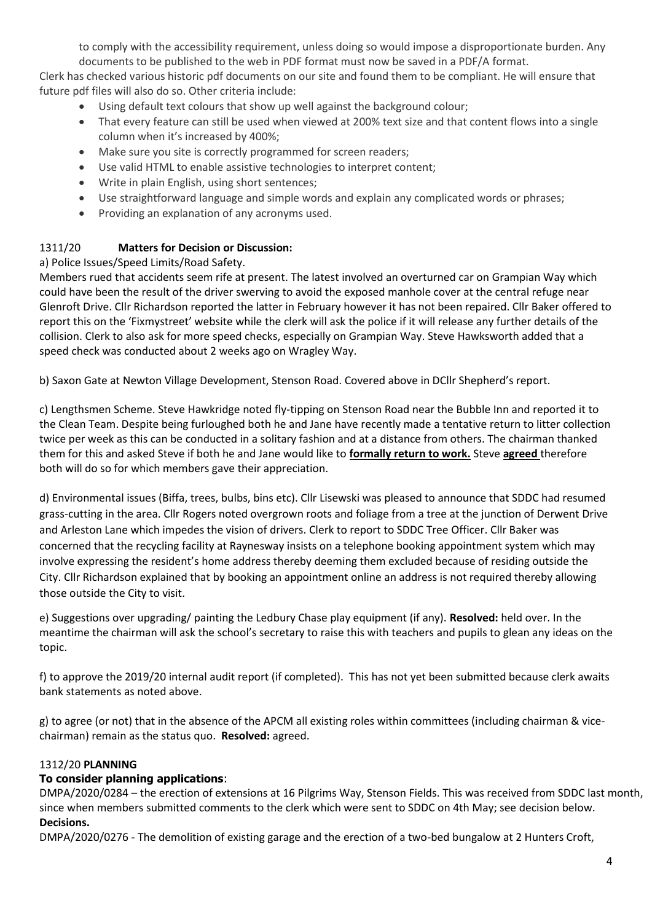to comply with the accessibility requirement, unless doing so would impose a disproportionate burden. Any documents to be published to the web in PDF format must now be saved in a PDF/A format.

Clerk has checked various historic pdf documents on our site and found them to be compliant. He will ensure that future pdf files will also do so. Other criteria include:

- Using default text colours that show up well against the background colour;
- That every feature can still be used when viewed at 200% text size and that content flows into a single column when it's increased by 400%;
- Make sure you site is correctly programmed for screen readers;
- Use valid HTML to enable assistive technologies to interpret content;
- Write in plain English, using short sentences;
- Use straightforward language and simple words and explain any complicated words or phrases;
- Providing an explanation of any acronyms used.

1311/20 **Matters for Decision or Discussion:**

a) Police Issues/Speed Limits/Road Safety.

Members rued that accidents seem rife at present. The latest involved an overturned car on Grampian Way which could have been the result of the driver swerving to avoid the exposed manhole cover at the central refuge near Glenroft Drive. Cllr Richardson reported the latter in February however it has not been repaired. Cllr Baker offered to report this on the 'Fixmystreet' website while the clerk will ask the police if it will release any further details of the collision. Clerk to also ask for more speed checks, especially on Grampian Way. Steve Hawksworth added that a speed check was conducted about 2 weeks ago on Wragley Way.

b) Saxon Gate at Newton Village Development, Stenson Road. Covered above in DCllr Shepherd's report.

c) Lengthsmen Scheme. Steve Hawkridge noted fly-tipping on Stenson Road near the Bubble Inn and reported it to the Clean Team. Despite being furloughed both he and Jane have recently made a tentative return to litter collection twice per week as this can be conducted in a solitary fashion and at a distance from others. The chairman thanked them for this and asked Steve if both he and Jane would like to **formally return to work.** Steve **agreed** therefore both will do so for which members gave their appreciation.

d) Environmental issues (Biffa, trees, bulbs, bins etc). Cllr Lisewski was pleased to announce that SDDC had resumed grass-cutting in the area. Cllr Rogers noted overgrown roots and foliage from a tree at the junction of Derwent Drive and Arleston Lane which impedes the vision of drivers. Clerk to report to SDDC Tree Officer. Cllr Baker was concerned that the recycling facility at Raynesway insists on a telephone booking appointment system which may involve expressing the resident's home address thereby deeming them excluded because of residing outside the City. Cllr Richardson explained that by booking an appointment online an address is not required thereby allowing those outside the City to visit.

e) Suggestions over upgrading/ painting the Ledbury Chase play equipment (if any). **Resolved:** held over. In the meantime the chairman will ask the school's secretary to raise this with teachers and pupils to glean any ideas on the topic.

f) to approve the 2019/20 internal audit report (if completed). This has not yet been submitted because clerk awaits bank statements as noted above.

g) to agree (or not) that in the absence of the APCM all existing roles within committees (including chairman & vice-chairman) remain as the status quo. **Resolved:** agreed.

1312/20 **PLANNING**

**To consider planning applications**:

DMPA/2020/0284 – the erection of extensions at 16 Pilgrims Way, Stenson Fields. This was received from SDDC last month, since when members submitted comments to the clerk which were sent to SDDC on 4th May; see decision below.

**Decisions.**

DMPA/2020/0276 - The demolition of existing garage and the erection of a two-bed bungalow at 2 Hunters Croft,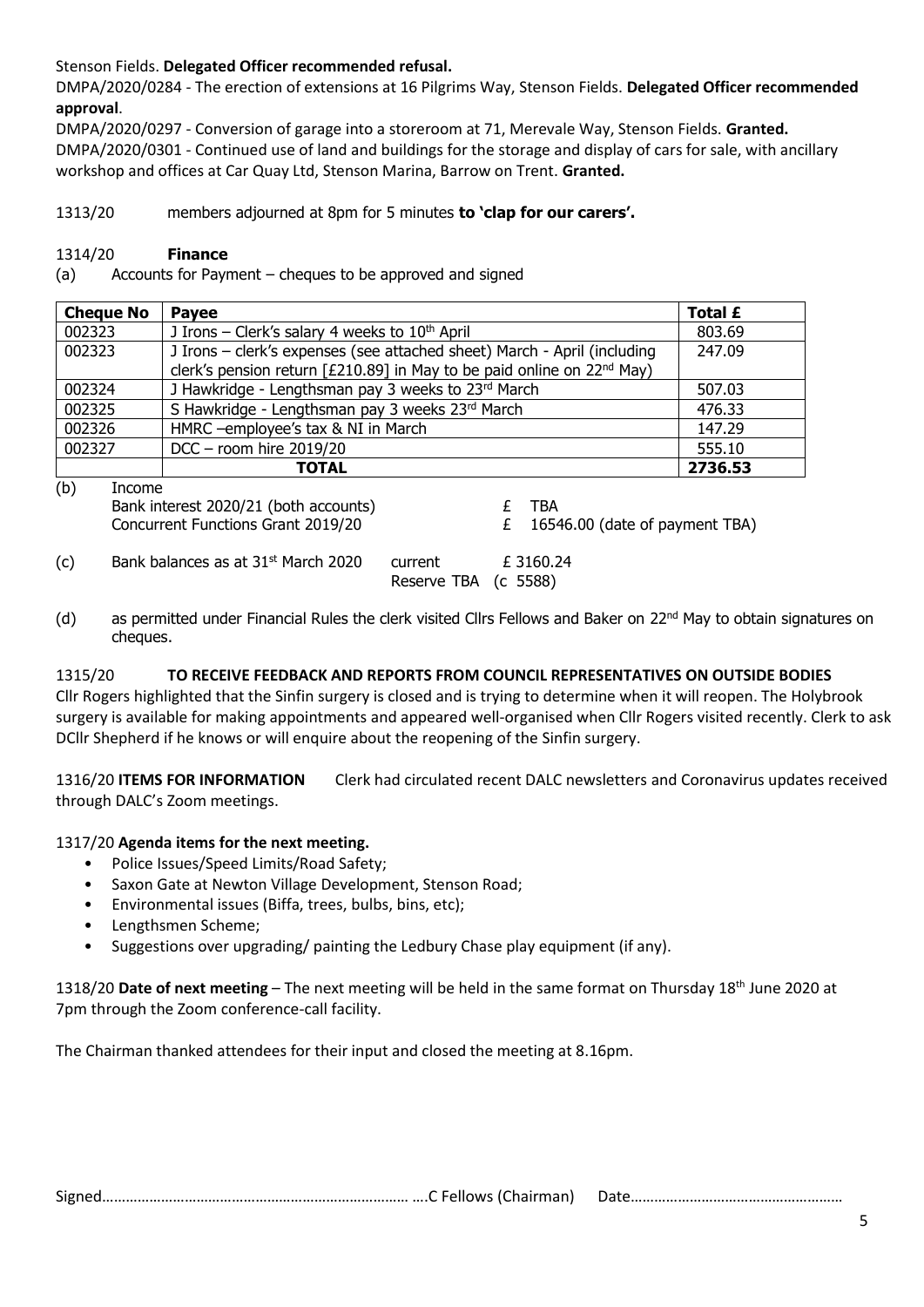Stenson Fields. **Delegated Officer recommended refusal.**

DMPA/2020/0284 - The erection of extensions at 16 Pilgrims Way, Stenson Fields. **Delegated Officer recommended approval**.

DMPA/2020/0297 - Conversion of garage into a storeroom at 71, Merevale Way, Stenson Fields. **Granted.**

DMPA/2020/0301 - Continued use of land and buildings for the storage and display of cars for sale, with ancillary workshop and offices at Car Quay Ltd, Stenson Marina, Barrow on Trent. **Granted.**

1313/20 members adjourned at 8pm for 5 minutes **to 'clap for our carers'.**

1314/20 **Finance**

(a) Accounts for Payment – cheques to be approved and signed

| Cheque No | Payee | Total £ |
|---|---|---|
| 002323 | J Irons – Clerk's salary 4 weeks to 10th April | 803.69 |
| 002323 | J Irons – clerk's expenses (see attached sheet) March - April (including clerk's pension return [£210.89] in May to be paid online on 22nd May) | 247.09 |
| 002324 | J Hawkridge - Lengthsman pay 3 weeks to 23rd March | 507.03 |
| 002325 | S Hawkridge - Lengthsman pay 3 weeks 23rd March | 476.33 |
| 002326 | HMRC –employee's tax & NI in March | 147.29 |
| 002327 | DCC – room hire 2019/20 | 555.10 |
| | **TOTAL** | **2736.53** |

(b) Income

Bank interest 2020/21 (both accounts) £ TBA

Concurrent Functions Grant 2019/20 £ 16546.00 (date of payment TBA)

(c) Bank balances as at 31st March 2020 current £ 3160.24

Reserve TBA (c 5588)

(d) as permitted under Financial Rules the clerk visited Cllrs Fellows and Baker on 22nd May to obtain signatures on cheques.

1315/20 **TO RECEIVE FEEDBACK AND REPORTS FROM COUNCIL REPRESENTATIVES ON OUTSIDE BODIES**

Cllr Rogers highlighted that the Sinfin surgery is closed and is trying to determine when it will reopen. The Holybrook surgery is available for making appointments and appeared well-organised when Cllr Rogers visited recently. Clerk to ask DCllr Shepherd if he knows or will enquire about the reopening of the Sinfin surgery.

1316/20 **ITEMS FOR INFORMATION** Clerk had circulated recent DALC newsletters and Coronavirus updates received through DALC's Zoom meetings.

1317/20 **Agenda items for the next meeting.**

- Police Issues/Speed Limits/Road Safety;
- Saxon Gate at Newton Village Development, Stenson Road;
- Environmental issues (Biffa, trees, bulbs, bins, etc);
- Lengthsmen Scheme;
- Suggestions over upgrading/ painting the Ledbury Chase play equipment (if any).

1318/20 **Date of next meeting** – The next meeting will be held in the same format on Thursday 18th June 2020 at 7pm through the Zoom conference-call facility.

The Chairman thanked attendees for their input and closed the meeting at 8.16pm.

Signed………………………………………………………………… ….C Fellows (Chairman) Date………………………………………………